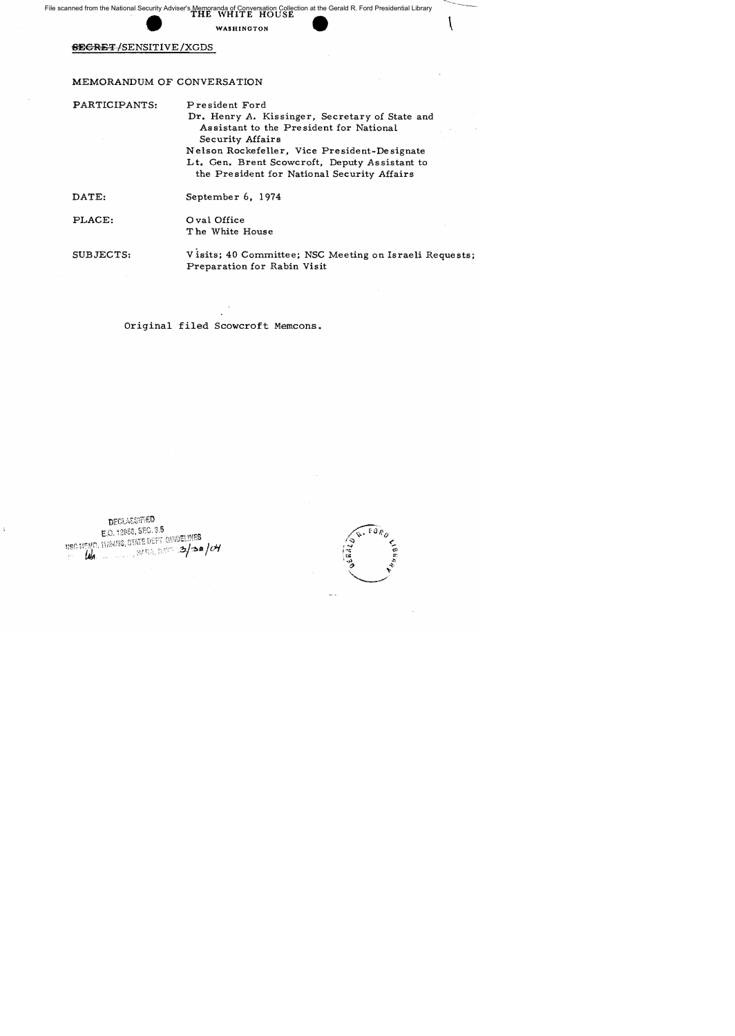File scanned from the National Security Adviser's Memoranda of Conversation Collection at the Gerald R. Ford Presidential Library

THE WHITE HOUSE

WASHINGTON

~~SECRET~~/SENSITIVE/XGDS

MEMORANDUM OF CONVERSATION

PARTICIPANTS: President Ford
Dr. Henry A. Kissinger, Secretary of State and Assistant to the President for National Security Affairs
Nelson Rockefeller, Vice President-Designate
Lt. Gen. Brent Scowcroft, Deputy Assistant to the President for National Security Affairs

DATE: September 6, 1974

PLACE: Oval Office
The White House

SUBJECTS: Visits; 40 Committee; NSC Meeting on Israeli Requests; Preparation for Rabin Visit

Original filed Scowcroft Memcons.

DECLASSIFIED
E.O. 12958, SEC. 3.5
NSC MEMO, 11/24/98, STATE DEPT. GUIDELINES
BY [illegible] NARA, DATE 3/30/04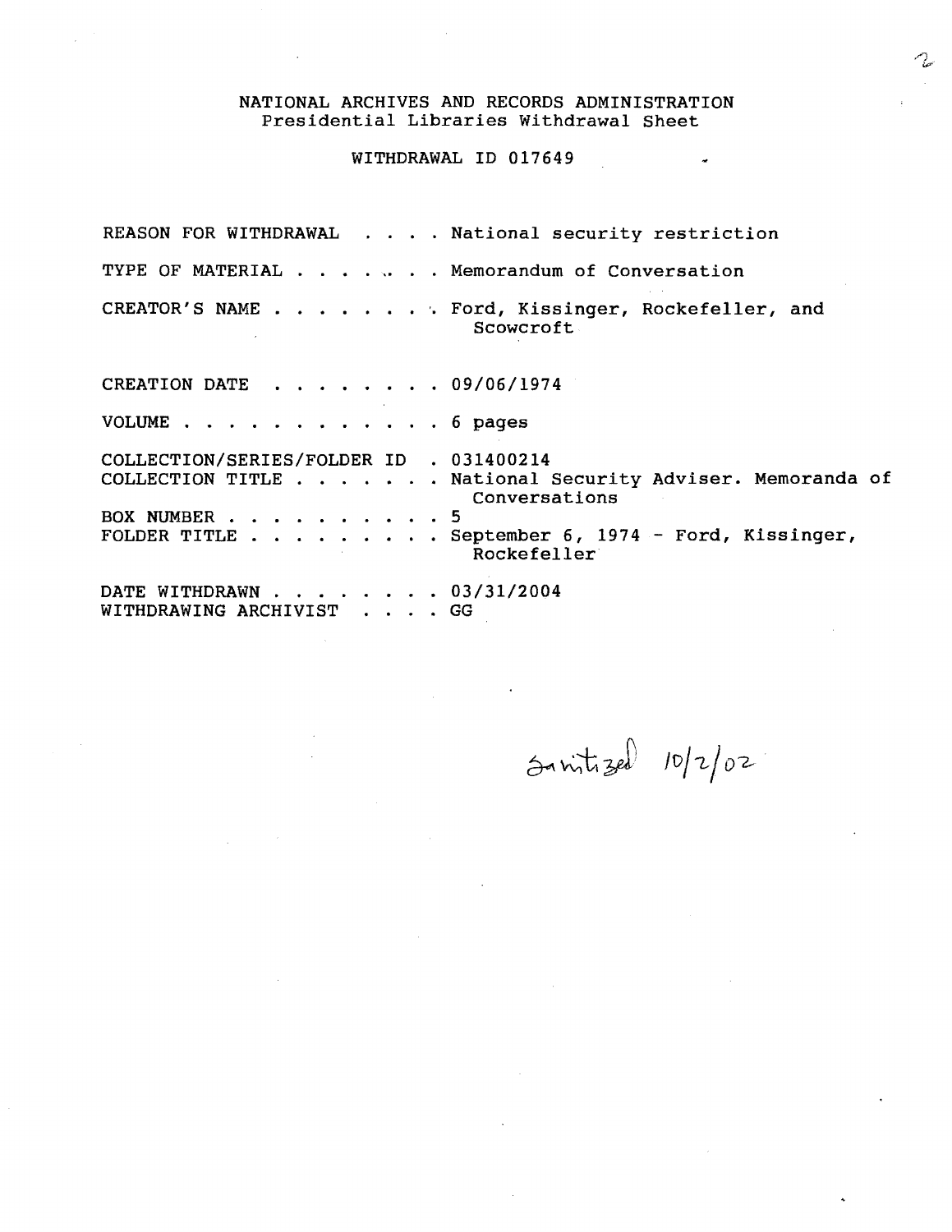NATIONAL ARCHIVES AND RECORDS ADMINISTRATION
Presidential Libraries Withdrawal Sheet

WITHDRAWAL ID 017649

REASON FOR WITHDRAWAL . . . . National security restriction

TYPE OF MATERIAL . . . . . . . Memorandum of Conversation

CREATOR'S NAME . . . . . . . . Ford, Kissinger, Rockefeller, and Scowcroft

CREATION DATE . . . . . . . . 09/06/1974

VOLUME . . . . . . . . . . . . 6 pages

COLLECTION/SERIES/FOLDER ID . 031400214
COLLECTION TITLE . . . . . . . National Security Adviser. Memoranda of Conversations
BOX NUMBER . . . . . . . . . . 5
FOLDER TITLE . . . . . . . . . September 6, 1974 - Ford, Kissinger, Rockefeller

DATE WITHDRAWN . . . . . . . . 03/31/2004
WITHDRAWING ARCHIVIST . . . . GG

Sanitized 10/2/02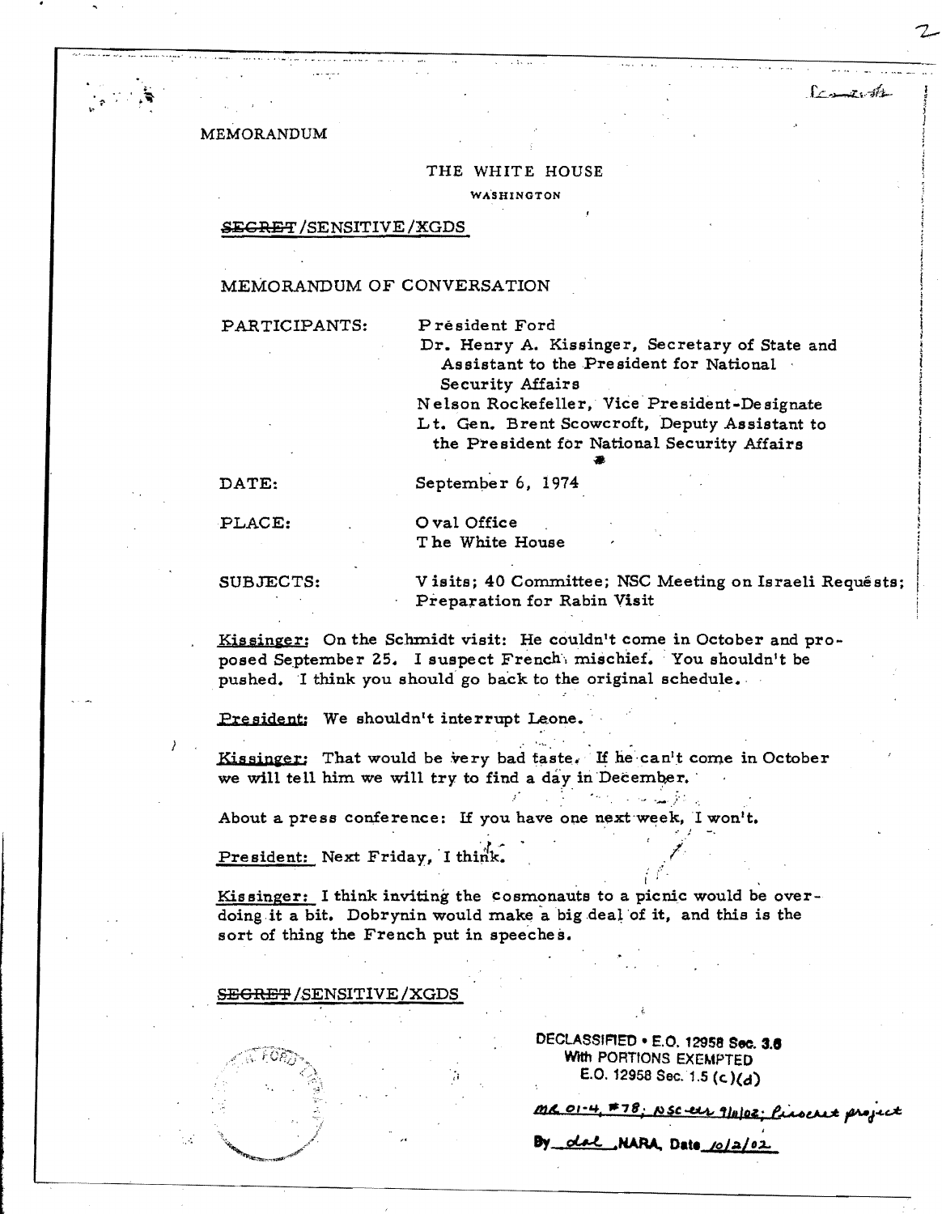MEMORANDUM

THE WHITE HOUSE

WASHINGTON

~~SECRET~~/SENSITIVE/XGDS

MEMORANDUM OF CONVERSATION

PARTICIPANTS: President Ford
Dr. Henry A. Kissinger, Secretary of State and Assistant to the President for National Security Affairs
Nelson Rockefeller, Vice President-Designate
Lt. Gen. Brent Scowcroft, Deputy Assistant to the President for National Security Affairs

DATE: September 6, 1974

PLACE: Oval Office
The White House

SUBJECTS: Visits; 40 Committee; NSC Meeting on Israeli Requests; Preparation for Rabin Visit

Kissinger: On the Schmidt visit: He couldn't come in October and proposed September 25. I suspect French mischief. You shouldn't be pushed. I think you should go back to the original schedule.

President: We shouldn't interrupt Leone.

Kissinger: That would be very bad taste. If he can't come in October we will tell him we will try to find a day in December.

About a press conference: If you have one next week, I won't.

President: Next Friday, I think.

Kissinger: I think inviting the cosmonauts to a picnic would be overdoing it a bit. Dobrynin would make a big deal of it, and this is the sort of thing the French put in speeches.

~~SECRET~~/SENSITIVE/XGDS

DECLASSIFIED • E.O. 12958 Sec. 3.6
With PORTIONS EXEMPTED
E.O. 12958 Sec. 1.5 (c)(d)

MR 01-4, #78; NSC ltr 9/11/02; Pinochet project

By dal NARA, Date 10/2/02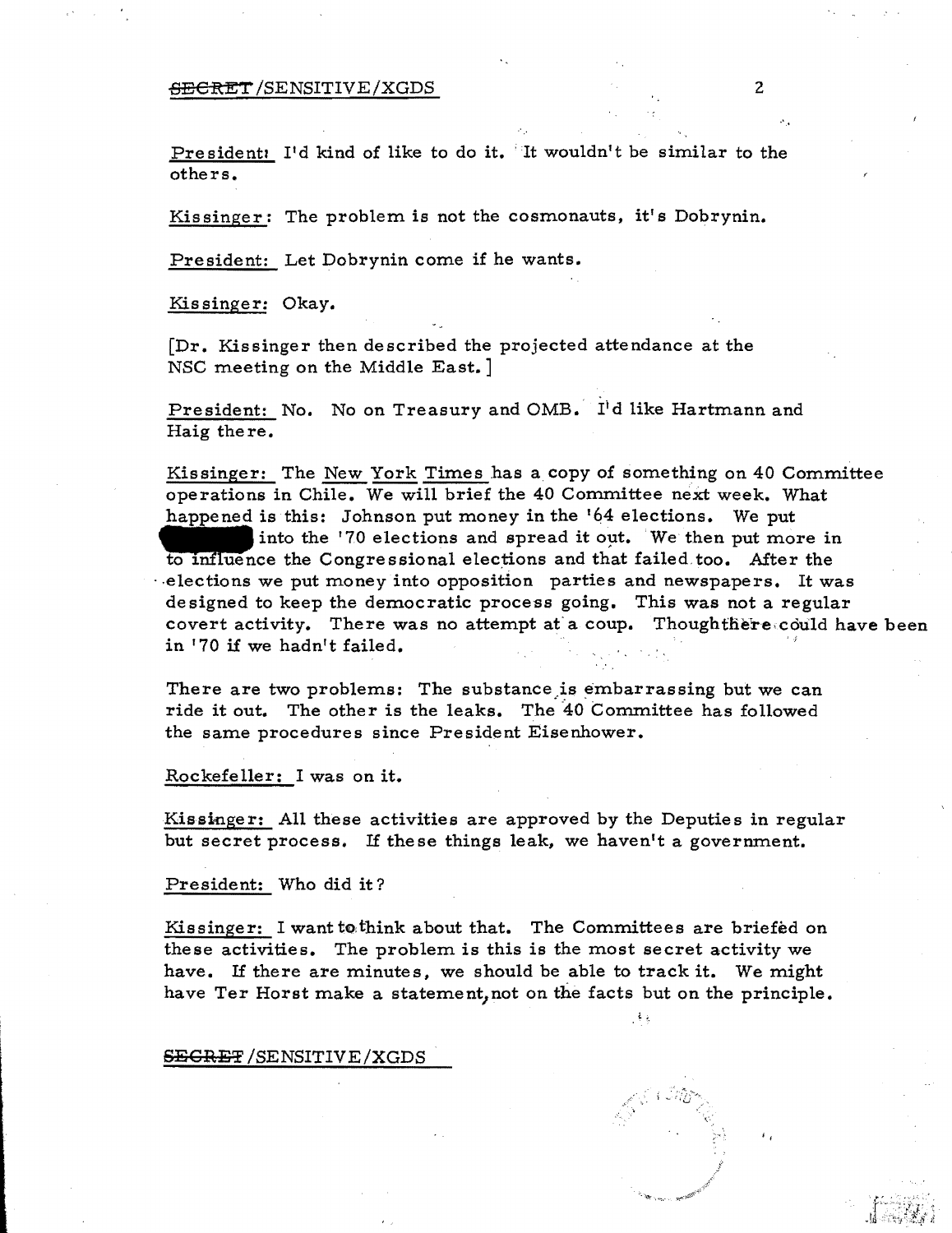President: I'd kind of like to do it. It wouldn't be similar to the others.

Kissinger: The problem is not the cosmonauts, it's Dobrynin.

President: Let Dobrynin come if he wants.

Kissinger: Okay.

[Dr. Kissinger then described the projected attendance at the NSC meeting on the Middle East.]

President: No. No on Treasury and OMB. I'd like Hartmann and Haig there.

Kissinger: The New York Times has a copy of something on 40 Committee operations in Chile. We will brief the 40 Committee next week. What happened is this: Johnson put money in the '64 elections. We put [redacted] into the '70 elections and spread it out. We then put more in to influence the Congressional elections and that failed too. After the elections we put money into opposition parties and newspapers. It was designed to keep the democratic process going. This was not a regular covert activity. There was no attempt at a coup. Though there could have been in '70 if we hadn't failed.

There are two problems: The substance is embarrassing but we can ride it out. The other is the leaks. The 40 Committee has followed the same procedures since President Eisenhower.

Rockefeller: I was on it.

Kissinger: All these activities are approved by the Deputies in regular but secret process. If these things leak, we haven't a government.

President: Who did it?

Kissinger: I want to think about that. The Committees are briefed on these activities. The problem is this is the most secret activity we have. If there are minutes, we should be able to track it. We might have Ter Horst make a statement, not on the facts but on the principle.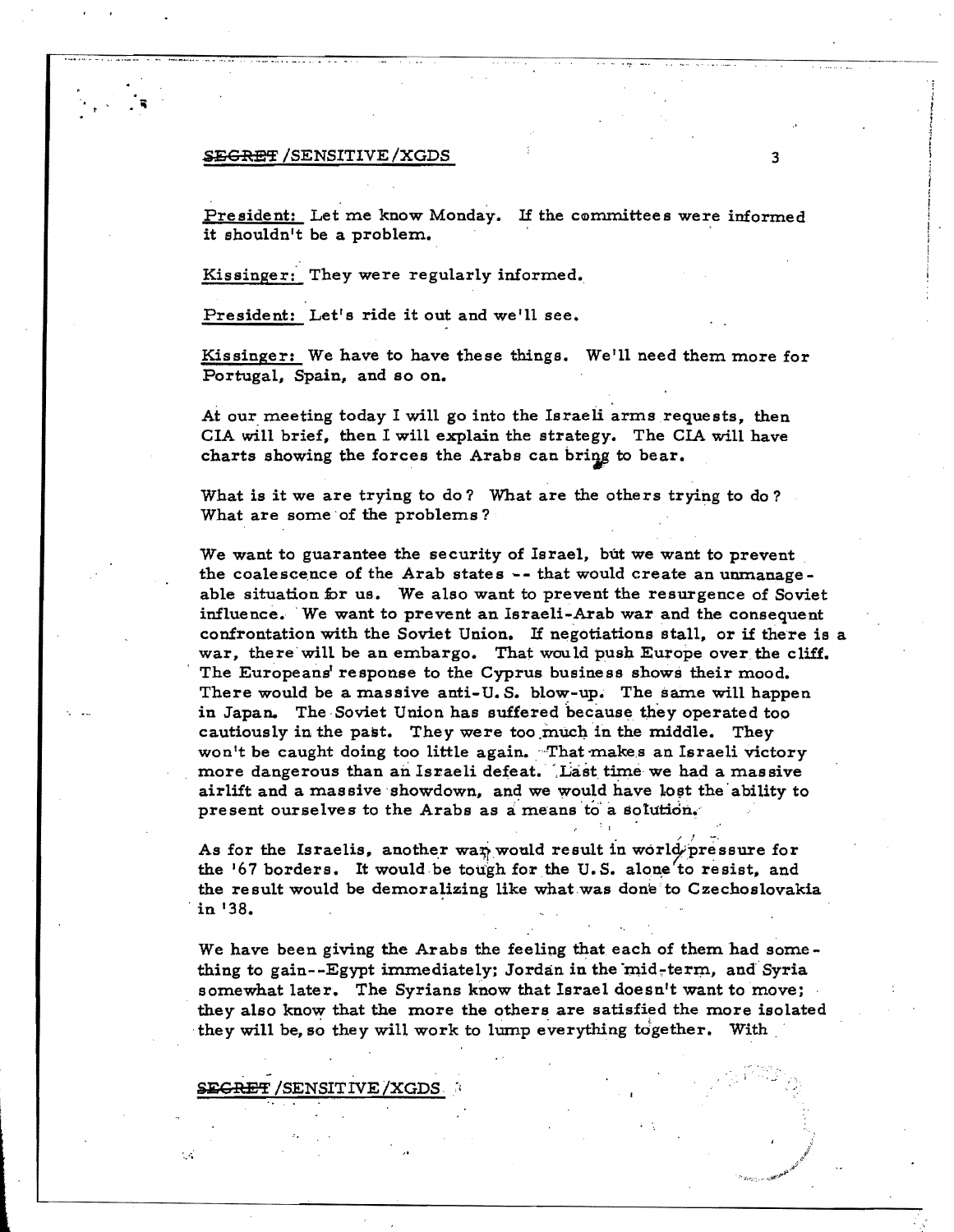President: Let me know Monday. If the committees were informed it shouldn't be a problem.

Kissinger: They were regularly informed.

President: Let's ride it out and we'll see.

Kissinger: We have to have these things. We'll need them more for Portugal, Spain, and so on.

At our meeting today I will go into the Israeli arms requests, then CIA will brief, then I will explain the strategy. The CIA will have charts showing the forces the Arabs can bring to bear.

What is it we are trying to do? What are the others trying to do? What are some of the problems?

We want to guarantee the security of Israel, but we want to prevent the coalescence of the Arab states -- that would create an unmanageable situation for us. We also want to prevent the resurgence of Soviet influence. We want to prevent an Israeli-Arab war and the consequent confrontation with the Soviet Union. If negotiations stall, or if there is a war, there will be an embargo. That would push Europe over the cliff. The Europeans' response to the Cyprus business shows their mood. There would be a massive anti-U.S. blow-up. The same will happen in Japan. The Soviet Union has suffered because they operated too cautiously in the past. They were too much in the middle. They won't be caught doing too little again. That makes an Israeli victory more dangerous than an Israeli defeat. Last time we had a massive airlift and a massive showdown, and we would have lost the ability to present ourselves to the Arabs as a means to a solution.

As for the Israelis, another war would result in world pressure for the '67 borders. It would be tough for the U.S. alone to resist, and the result would be demoralizing like what was done to Czechoslovakia in '38.

We have been giving the Arabs the feeling that each of them had something to gain--Egypt immediately; Jordan in the mid-term, and Syria somewhat later. The Syrians know that Israel doesn't want to move; they also know that the more the others are satisfied the more isolated they will be, so they will work to lump everything together. With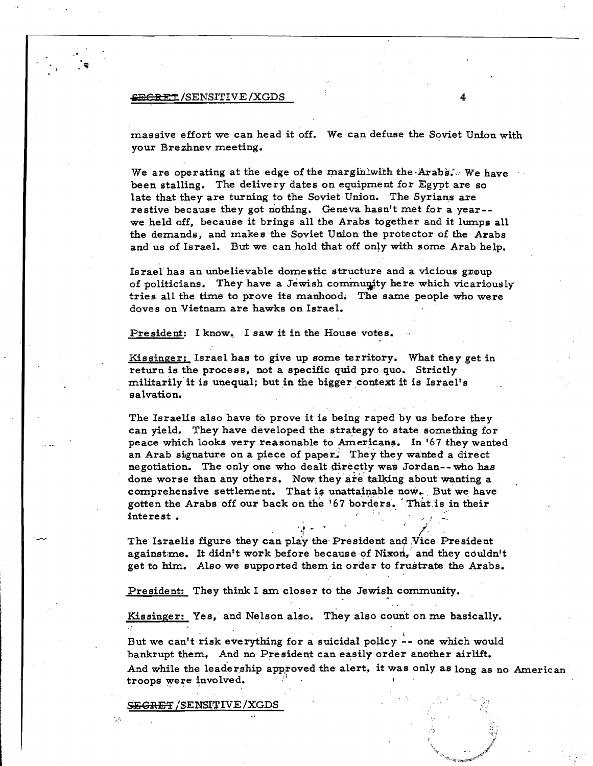massive effort we can head it off. We can defuse the Soviet Union with your Brezhnev meeting.

We are operating at the edge of the margin with the Arabs. We have been stalling. The delivery dates on equipment for Egypt are so late that they are turning to the Soviet Union. The Syrians are restive because they got nothing. Geneva hasn't met for a year-- we held off, because it brings all the Arabs together and it lumps all the demands, and makes the Soviet Union the protector of the Arabs and us of Israel. But we can hold that off only with some Arab help.

Israel has an unbelievable domestic structure and a vicious group of politicians. They have a Jewish community here which vicariously tries all the time to prove its manhood. The same people who were doves on Vietnam are hawks on Israel.

President: I know. I saw it in the House votes.

Kissinger: Israel has to give up some territory. What they get in return is the process, not a specific quid pro quo. Strictly militarily it is unequal; but in the bigger context it is Israel's salvation.

The Israelis also have to prove it is being raped by us before they can yield. They have developed the strategy to state something for peace which looks very reasonable to Americans. In '67 they wanted an Arab signature on a piece of paper. They they wanted a direct negotiation. The only one who dealt directly was Jordan-- who has done worse than any others. Now they are talking about wanting a comprehensive settlement. That is unattainable now. But we have gotten the Arabs off our back on the '67 borders. That is in their interest.

The Israelis figure they can play the President and Vice President against me. It didn't work before because of Nixon, and they couldn't get to him. Also we supported them in order to frustrate the Arabs.

President: They think I am closer to the Jewish community.

Kissinger: Yes, and Nelson also. They also count on me basically.

But we can't risk everything for a suicidal policy -- one which would bankrupt them. And no President can easily order another airlift. And while the leadership approved the alert, it was only as long as no American troops were involved.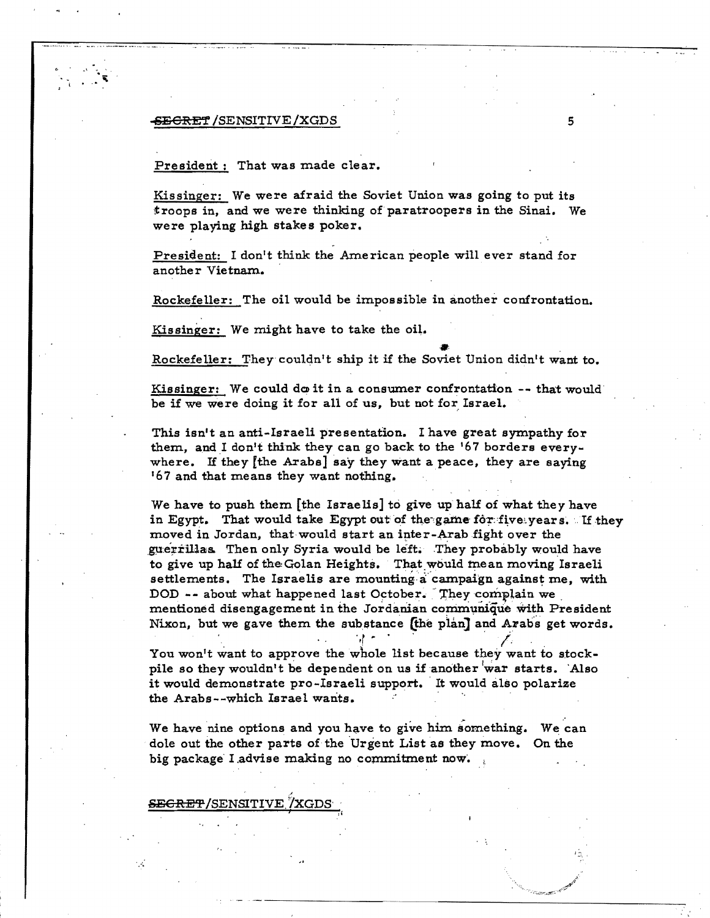President: That was made clear.

Kissinger: We were afraid the Soviet Union was going to put its troops in, and we were thinking of paratroopers in the Sinai. We were playing high stakes poker.

President: I don't think the American people will ever stand for another Vietnam.

Rockefeller: The oil would be impossible in another confrontation.

Kissinger: We might have to take the oil.

Rockefeller: They couldn't ship it if the Soviet Union didn't want to.

Kissinger: We could do it in a consumer confrontation -- that would be if we were doing it for all of us, but not for Israel.

This isn't an anti-Israeli presentation. I have great sympathy for them, and I don't think they can go back to the '67 borders everywhere. If they [the Arabs] say they want a peace, they are saying '67 and that means they want nothing.

We have to push them [the Israelis] to give up half of what they have in Egypt. That would take Egypt out of the game for five years. If they moved in Jordan, that would start an inter-Arab fight over the guerrillas. Then only Syria would be left. They probably would have to give up half of the Golan Heights. That would mean moving Israeli settlements. The Israelis are mounting a campaign against me, with DOD -- about what happened last October. They complain we mentioned disengagement in the Jordanian communique with President Nixon, but we gave them the substance [the plan] and Arabs get words.

You won't want to approve the whole list because they want to stockpile so they wouldn't be dependent on us if another war starts. Also it would demonstrate pro-Israeli support. It would also polarize the Arabs--which Israel wants.

We have nine options and you have to give him something. We can dole out the other parts of the Urgent List as they move. On the big package I advise making no commitment now.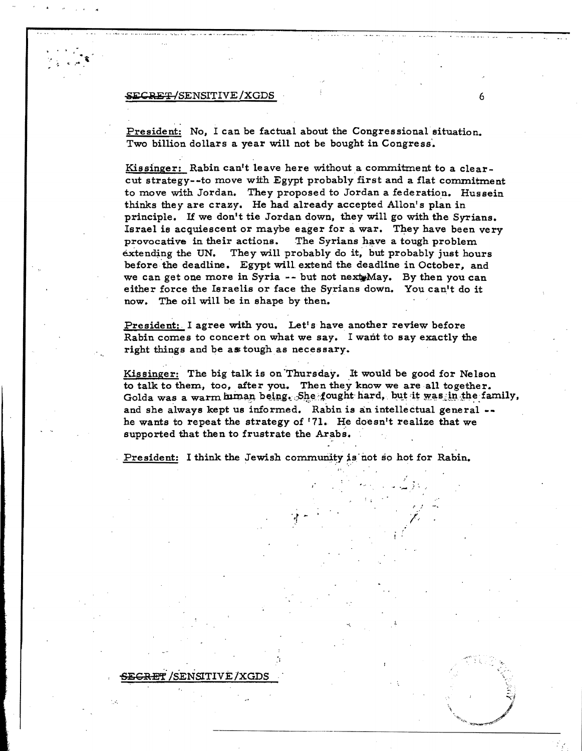President: No, I can be factual about the Congressional situation. Two billion dollars a year will not be bought in Congress.

Kissinger: Rabin can't leave here without a commitment to a clear-cut strategy--to move with Egypt probably first and a flat commitment to move with Jordan. They proposed to Jordan a federation. Hussein thinks they are crazy. He had already accepted Allon's plan in principle. If we don't tie Jordan down, they will go with the Syrians. Israel is acquiescent or maybe eager for a war. They have been very provocative in their actions. The Syrians have a tough problem extending the UN. They will probably do it, but probably just hours before the deadline. Egypt will extend the deadline in October, and we can get one more in Syria -- but not next May. By then you can either force the Israelis or face the Syrians down. You can't do it now. The oil will be in shape by then.

President: I agree with you. Let's have another review before Rabin comes to concert on what we say. I want to say exactly the right things and be as tough as necessary.

Kissinger: The big talk is on Thursday. It would be good for Nelson to talk to them, too, after you. Then they know we are all together. Golda was a warm human being. She fought hard, but it was in the family, and she always kept us informed. Rabin is an intellectual general -- he wants to repeat the strategy of '71. He doesn't realize that we supported that then to frustrate the Arabs.

President: I think the Jewish community is not so hot for Rabin.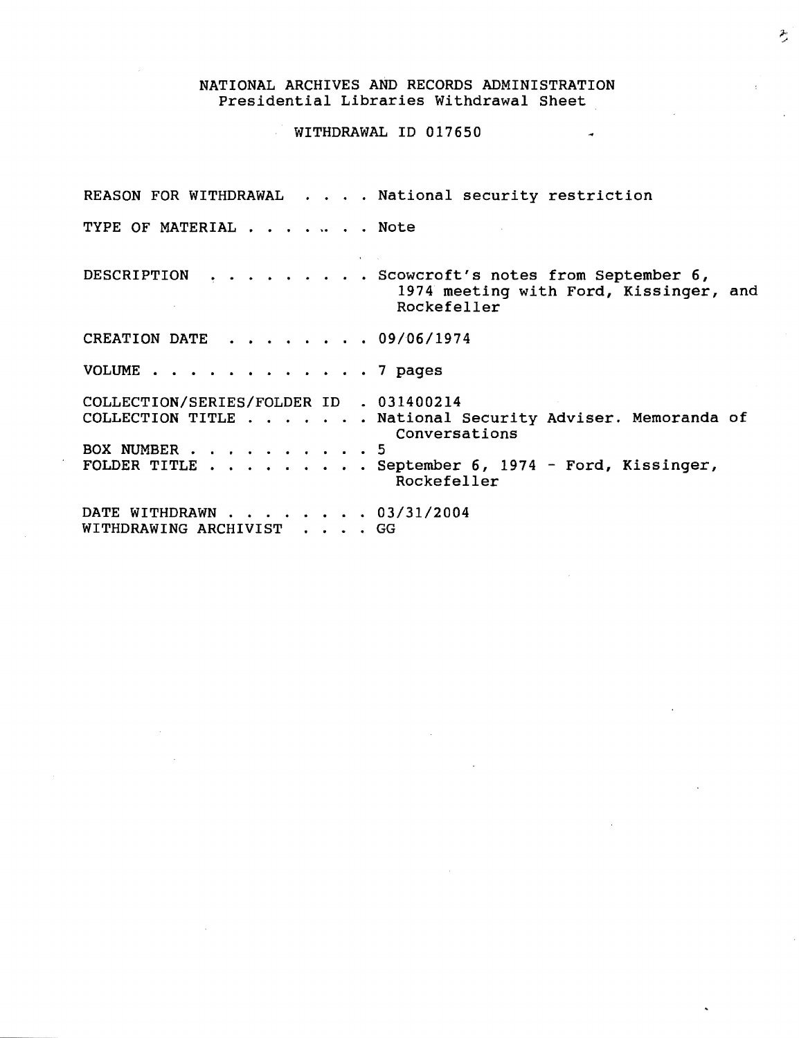NATIONAL ARCHIVES AND RECORDS ADMINISTRATION
Presidential Libraries Withdrawal Sheet

WITHDRAWAL ID 017650

REASON FOR WITHDRAWAL . . . . National security restriction

TYPE OF MATERIAL . . . . . . . Note

DESCRIPTION . . . . . . . . . Scowcroft's notes from September 6, 1974 meeting with Ford, Kissinger, and Rockefeller

CREATION DATE . . . . . . . . 09/06/1974

VOLUME . . . . . . . . . . . . 7 pages

COLLECTION/SERIES/FOLDER ID . 031400214
COLLECTION TITLE . . . . . . . National Security Adviser. Memoranda of Conversations
BOX NUMBER . . . . . . . . . . 5
FOLDER TITLE . . . . . . . . . September 6, 1974 - Ford, Kissinger, Rockefeller

DATE WITHDRAWN . . . . . . . . 03/31/2004
WITHDRAWING ARCHIVIST . . . . GG